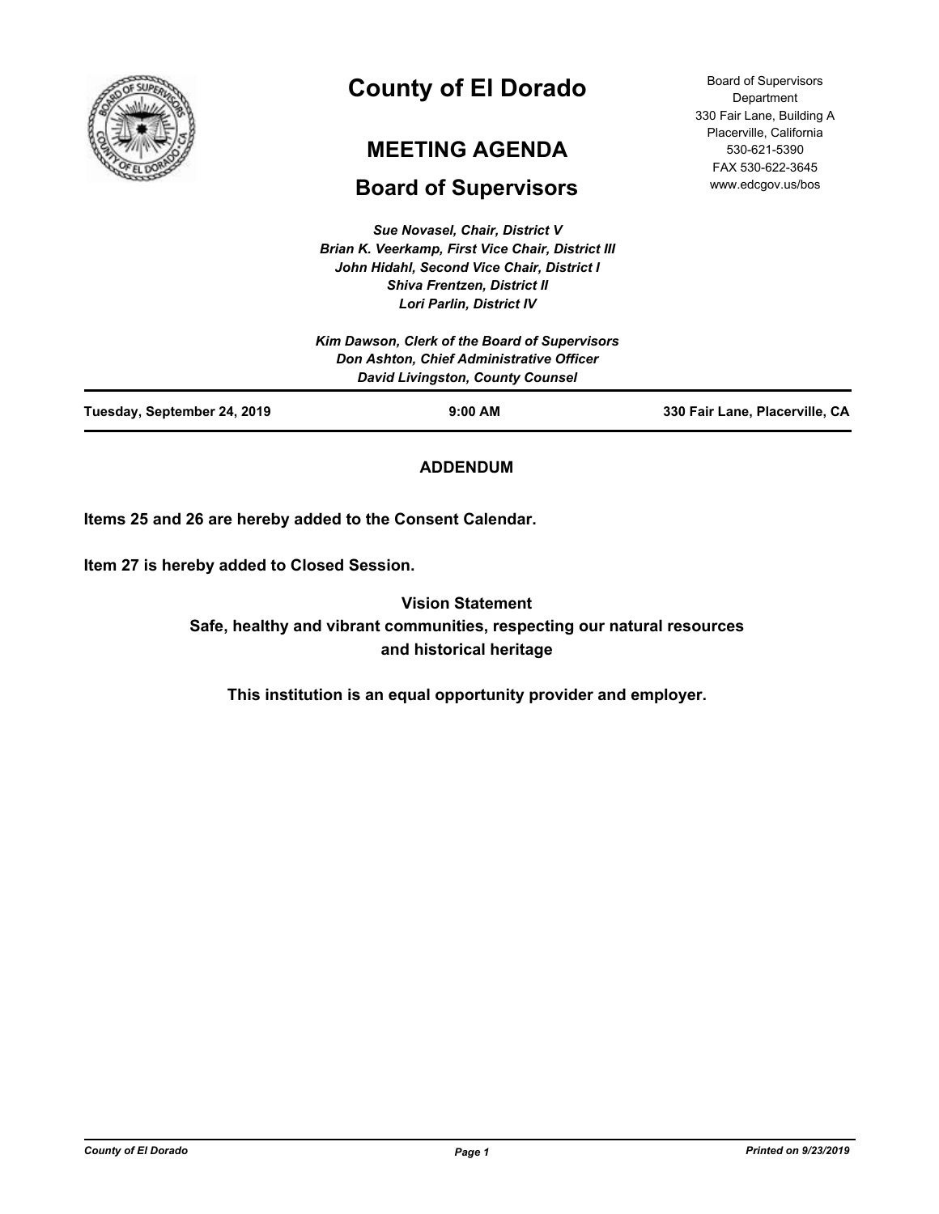# County of El Dorado

## MEETING AGENDA

## Board of Supervisors

Board of Supervisors Department
330 Fair Lane, Building A
Placerville, California
530-621-5390
FAX 530-622-3645
www.edcgov.us/bos

*Sue Novasel, Chair, District V*
*Brian K. Veerkamp, First Vice Chair, District III*
*John Hidahl, Second Vice Chair, District I*
*Shiva Frentzen, District II*
*Lori Parlin, District IV*

*Kim Dawson, Clerk of the Board of Supervisors*
*Don Ashton, Chief Administrative Officer*
*David Livingston, County Counsel*

| Tuesday, September 24, 2019 | 9:00 AM | 330 Fair Lane, Placerville, CA |
|---|---|---|

**ADDENDUM**

**Items 25 and 26 are hereby added to the Consent Calendar.**

**Item 27 is hereby added to Closed Session.**

**Vision Statement**
**Safe, healthy and vibrant communities, respecting our natural resources and historical heritage**

**This institution is an equal opportunity provider and employer.**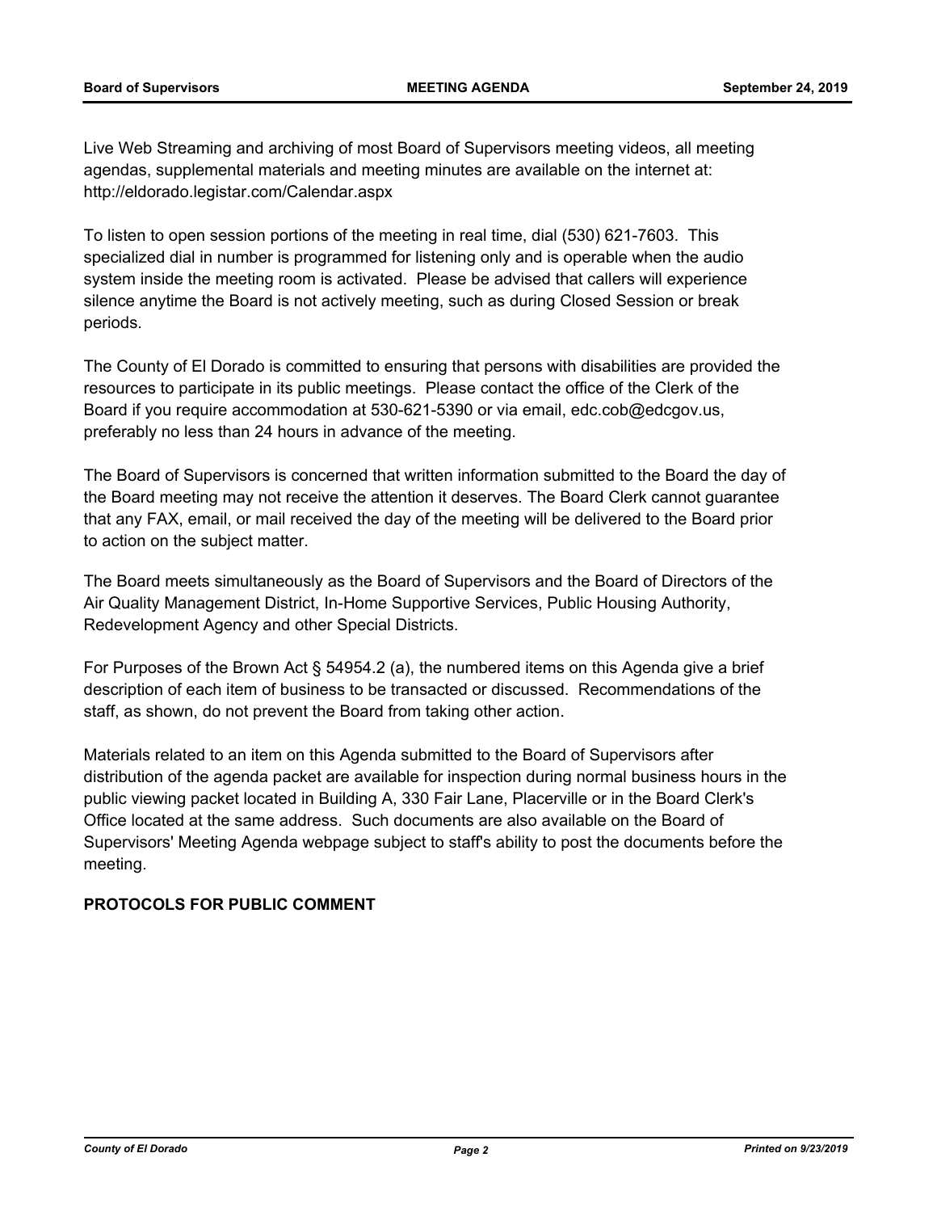Live Web Streaming and archiving of most Board of Supervisors meeting videos, all meeting agendas, supplemental materials and meeting minutes are available on the internet at: http://eldorado.legistar.com/Calendar.aspx

To listen to open session portions of the meeting in real time, dial (530) 621-7603. This specialized dial in number is programmed for listening only and is operable when the audio system inside the meeting room is activated. Please be advised that callers will experience silence anytime the Board is not actively meeting, such as during Closed Session or break periods.

The County of El Dorado is committed to ensuring that persons with disabilities are provided the resources to participate in its public meetings. Please contact the office of the Clerk of the Board if you require accommodation at 530-621-5390 or via email, edc.cob@edcgov.us, preferably no less than 24 hours in advance of the meeting.

The Board of Supervisors is concerned that written information submitted to the Board the day of the Board meeting may not receive the attention it deserves. The Board Clerk cannot guarantee that any FAX, email, or mail received the day of the meeting will be delivered to the Board prior to action on the subject matter.

The Board meets simultaneously as the Board of Supervisors and the Board of Directors of the Air Quality Management District, In-Home Supportive Services, Public Housing Authority, Redevelopment Agency and other Special Districts.

For Purposes of the Brown Act § 54954.2 (a), the numbered items on this Agenda give a brief description of each item of business to be transacted or discussed. Recommendations of the staff, as shown, do not prevent the Board from taking other action.

Materials related to an item on this Agenda submitted to the Board of Supervisors after distribution of the agenda packet are available for inspection during normal business hours in the public viewing packet located in Building A, 330 Fair Lane, Placerville or in the Board Clerk's Office located at the same address. Such documents are also available on the Board of Supervisors' Meeting Agenda webpage subject to staff's ability to post the documents before the meeting.

**PROTOCOLS FOR PUBLIC COMMENT**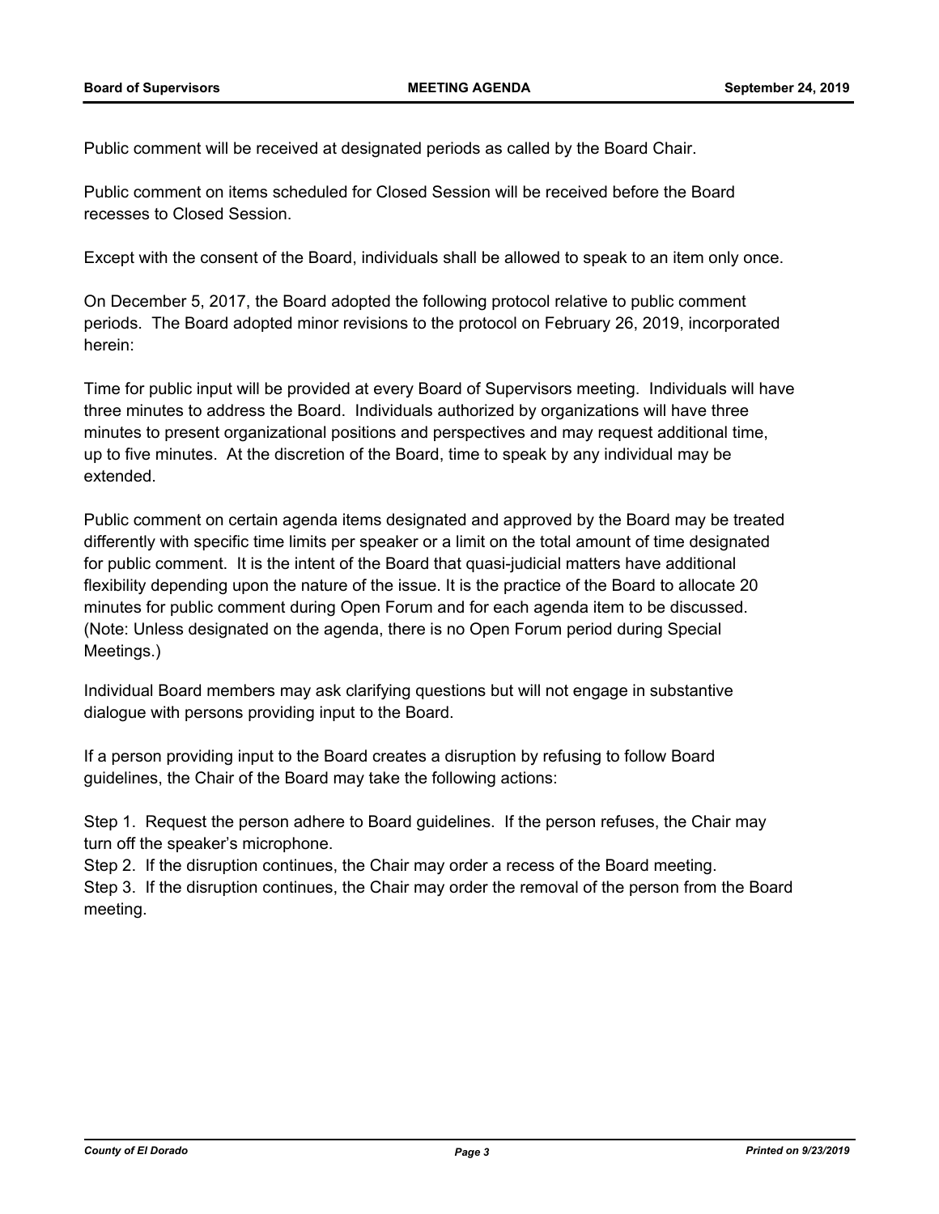Public comment will be received at designated periods as called by the Board Chair.

Public comment on items scheduled for Closed Session will be received before the Board recesses to Closed Session.

Except with the consent of the Board, individuals shall be allowed to speak to an item only once.

On December 5, 2017, the Board adopted the following protocol relative to public comment periods. The Board adopted minor revisions to the protocol on February 26, 2019, incorporated herein:

Time for public input will be provided at every Board of Supervisors meeting. Individuals will have three minutes to address the Board. Individuals authorized by organizations will have three minutes to present organizational positions and perspectives and may request additional time, up to five minutes. At the discretion of the Board, time to speak by any individual may be extended.

Public comment on certain agenda items designated and approved by the Board may be treated differently with specific time limits per speaker or a limit on the total amount of time designated for public comment. It is the intent of the Board that quasi-judicial matters have additional flexibility depending upon the nature of the issue. It is the practice of the Board to allocate 20 minutes for public comment during Open Forum and for each agenda item to be discussed. (Note: Unless designated on the agenda, there is no Open Forum period during Special Meetings.)

Individual Board members may ask clarifying questions but will not engage in substantive dialogue with persons providing input to the Board.

If a person providing input to the Board creates a disruption by refusing to follow Board guidelines, the Chair of the Board may take the following actions:

Step 1. Request the person adhere to Board guidelines. If the person refuses, the Chair may turn off the speaker's microphone.
Step 2. If the disruption continues, the Chair may order a recess of the Board meeting.
Step 3. If the disruption continues, the Chair may order the removal of the person from the Board meeting.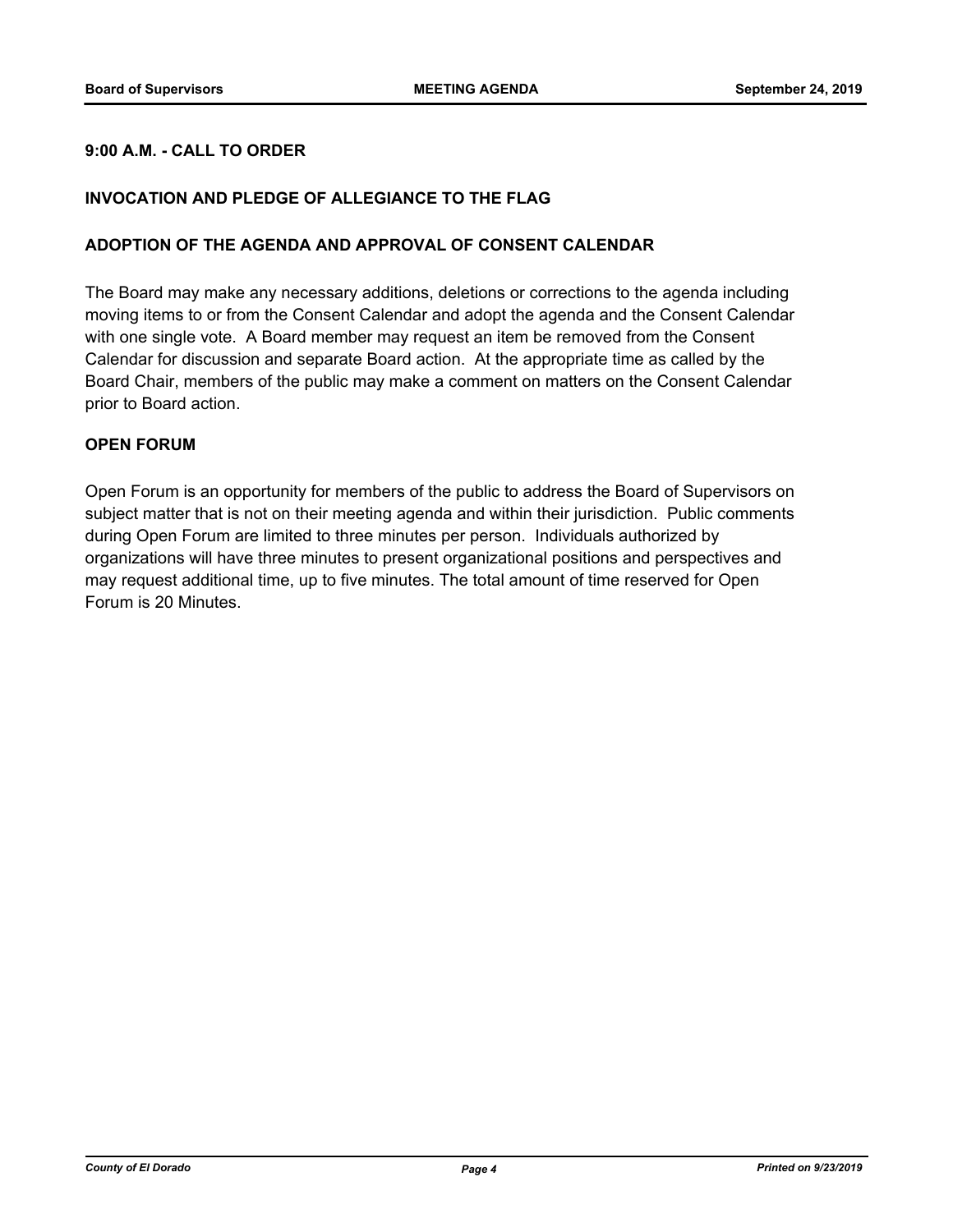**9:00 A.M. - CALL TO ORDER**

**INVOCATION AND PLEDGE OF ALLEGIANCE TO THE FLAG**

**ADOPTION OF THE AGENDA AND APPROVAL OF CONSENT CALENDAR**

The Board may make any necessary additions, deletions or corrections to the agenda including moving items to or from the Consent Calendar and adopt the agenda and the Consent Calendar with one single vote. A Board member may request an item be removed from the Consent Calendar for discussion and separate Board action. At the appropriate time as called by the Board Chair, members of the public may make a comment on matters on the Consent Calendar prior to Board action.

**OPEN FORUM**

Open Forum is an opportunity for members of the public to address the Board of Supervisors on subject matter that is not on their meeting agenda and within their jurisdiction. Public comments during Open Forum are limited to three minutes per person. Individuals authorized by organizations will have three minutes to present organizational positions and perspectives and may request additional time, up to five minutes. The total amount of time reserved for Open Forum is 20 Minutes.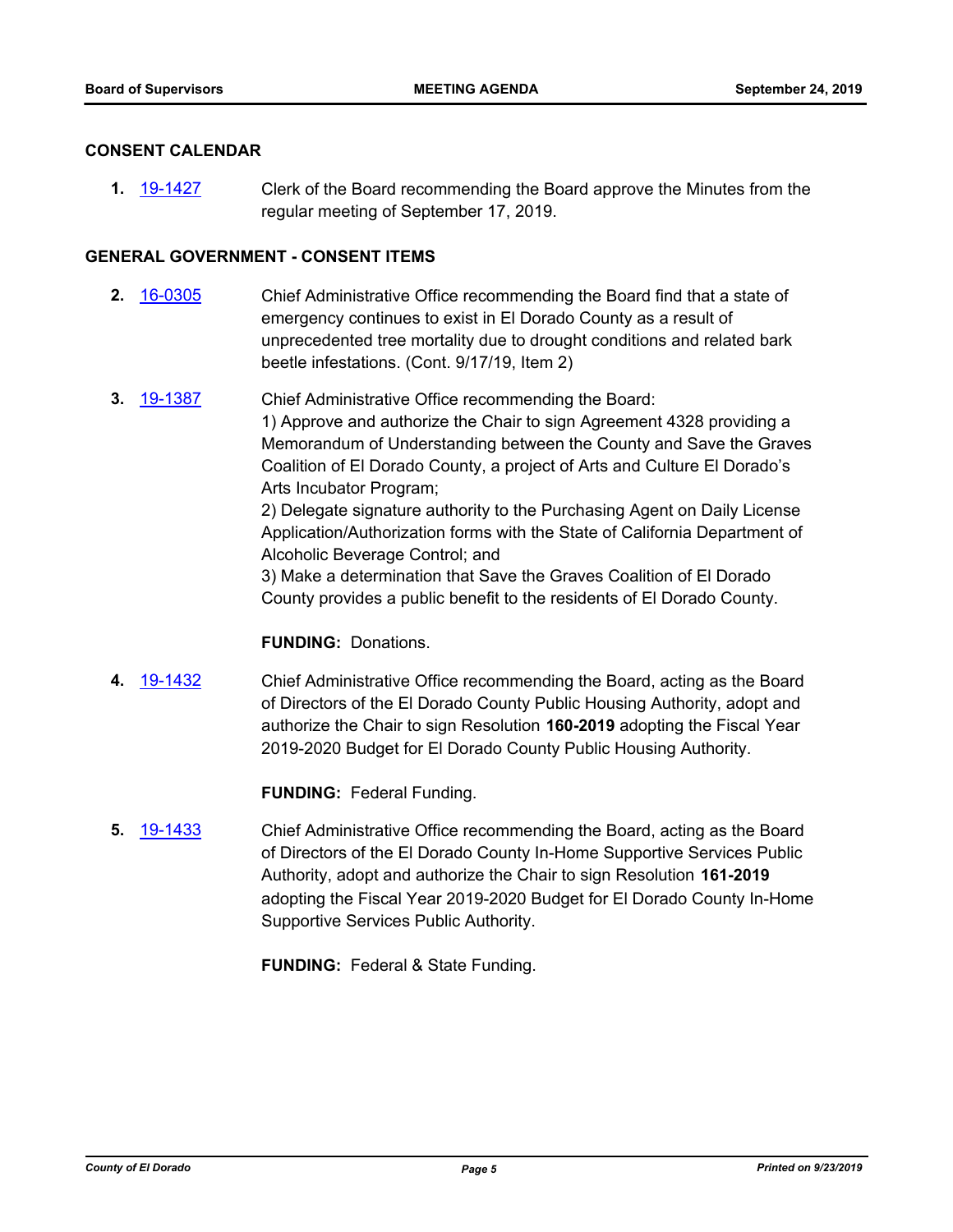## CONSENT CALENDAR

**1.** 19-1427 Clerk of the Board recommending the Board approve the Minutes from the regular meeting of September 17, 2019.

## GENERAL GOVERNMENT - CONSENT ITEMS

**2.** 16-0305 Chief Administrative Office recommending the Board find that a state of emergency continues to exist in El Dorado County as a result of unprecedented tree mortality due to drought conditions and related bark beetle infestations. (Cont. 9/17/19, Item 2)

**3.** 19-1387 Chief Administrative Office recommending the Board:
1) Approve and authorize the Chair to sign Agreement 4328 providing a Memorandum of Understanding between the County and Save the Graves Coalition of El Dorado County, a project of Arts and Culture El Dorado's Arts Incubator Program;
2) Delegate signature authority to the Purchasing Agent on Daily License Application/Authorization forms with the State of California Department of Alcoholic Beverage Control; and
3) Make a determination that Save the Graves Coalition of El Dorado County provides a public benefit to the residents of El Dorado County.

**FUNDING:** Donations.

**4.** 19-1432 Chief Administrative Office recommending the Board, acting as the Board of Directors of the El Dorado County Public Housing Authority, adopt and authorize the Chair to sign Resolution **160-2019** adopting the Fiscal Year 2019-2020 Budget for El Dorado County Public Housing Authority.

**FUNDING:** Federal Funding.

**5.** 19-1433 Chief Administrative Office recommending the Board, acting as the Board of Directors of the El Dorado County In-Home Supportive Services Public Authority, adopt and authorize the Chair to sign Resolution **161-2019** adopting the Fiscal Year 2019-2020 Budget for El Dorado County In-Home Supportive Services Public Authority.

**FUNDING:** Federal & State Funding.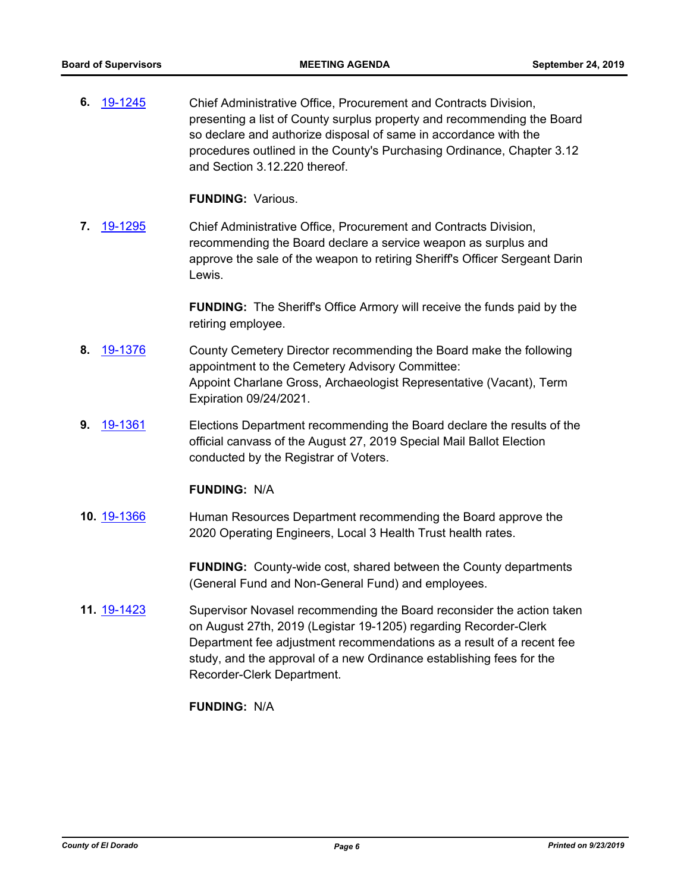**6.** [19-1245](19-1245)

Chief Administrative Office, Procurement and Contracts Division, presenting a list of County surplus property and recommending the Board so declare and authorize disposal of same in accordance with the procedures outlined in the County's Purchasing Ordinance, Chapter 3.12 and Section 3.12.220 thereof.

**FUNDING:** Various.

**7.** [19-1295](19-1295)

Chief Administrative Office, Procurement and Contracts Division, recommending the Board declare a service weapon as surplus and approve the sale of the weapon to retiring Sheriff's Officer Sergeant Darin Lewis.

**FUNDING:** The Sheriff's Office Armory will receive the funds paid by the retiring employee.

**8.** [19-1376](19-1376)

County Cemetery Director recommending the Board make the following appointment to the Cemetery Advisory Committee:
Appoint Charlane Gross, Archaeologist Representative (Vacant), Term Expiration 09/24/2021.

**9.** [19-1361](19-1361)

Elections Department recommending the Board declare the results of the official canvass of the August 27, 2019 Special Mail Ballot Election conducted by the Registrar of Voters.

**FUNDING:** N/A

**10.** [19-1366](19-1366)

Human Resources Department recommending the Board approve the 2020 Operating Engineers, Local 3 Health Trust health rates.

**FUNDING:** County-wide cost, shared between the County departments (General Fund and Non-General Fund) and employees.

**11.** [19-1423](19-1423)

Supervisor Novasel recommending the Board reconsider the action taken on August 27th, 2019 (Legistar 19-1205) regarding Recorder-Clerk Department fee adjustment recommendations as a result of a recent fee study, and the approval of a new Ordinance establishing fees for the Recorder-Clerk Department.

**FUNDING:** N/A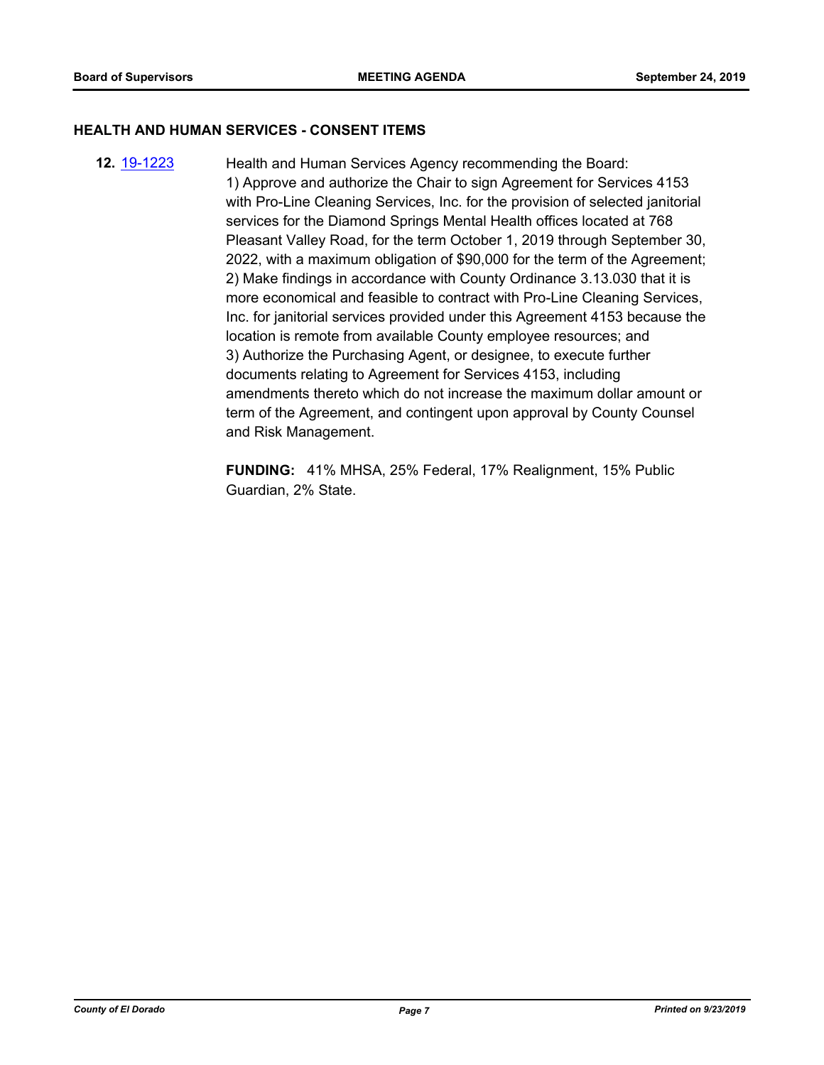## HEALTH AND HUMAN SERVICES - CONSENT ITEMS

**12.** [19-1223](19-1223) Health and Human Services Agency recommending the Board:

1) Approve and authorize the Chair to sign Agreement for Services 4153 with Pro-Line Cleaning Services, Inc. for the provision of selected janitorial services for the Diamond Springs Mental Health offices located at 768 Pleasant Valley Road, for the term October 1, 2019 through September 30, 2022, with a maximum obligation of $90,000 for the term of the Agreement;
2) Make findings in accordance with County Ordinance 3.13.030 that it is more economical and feasible to contract with Pro-Line Cleaning Services, Inc. for janitorial services provided under this Agreement 4153 because the location is remote from available County employee resources; and
3) Authorize the Purchasing Agent, or designee, to execute further documents relating to Agreement for Services 4153, including amendments thereto which do not increase the maximum dollar amount or term of the Agreement, and contingent upon approval by County Counsel and Risk Management.

**FUNDING:** 41% MHSA, 25% Federal, 17% Realignment, 15% Public Guardian, 2% State.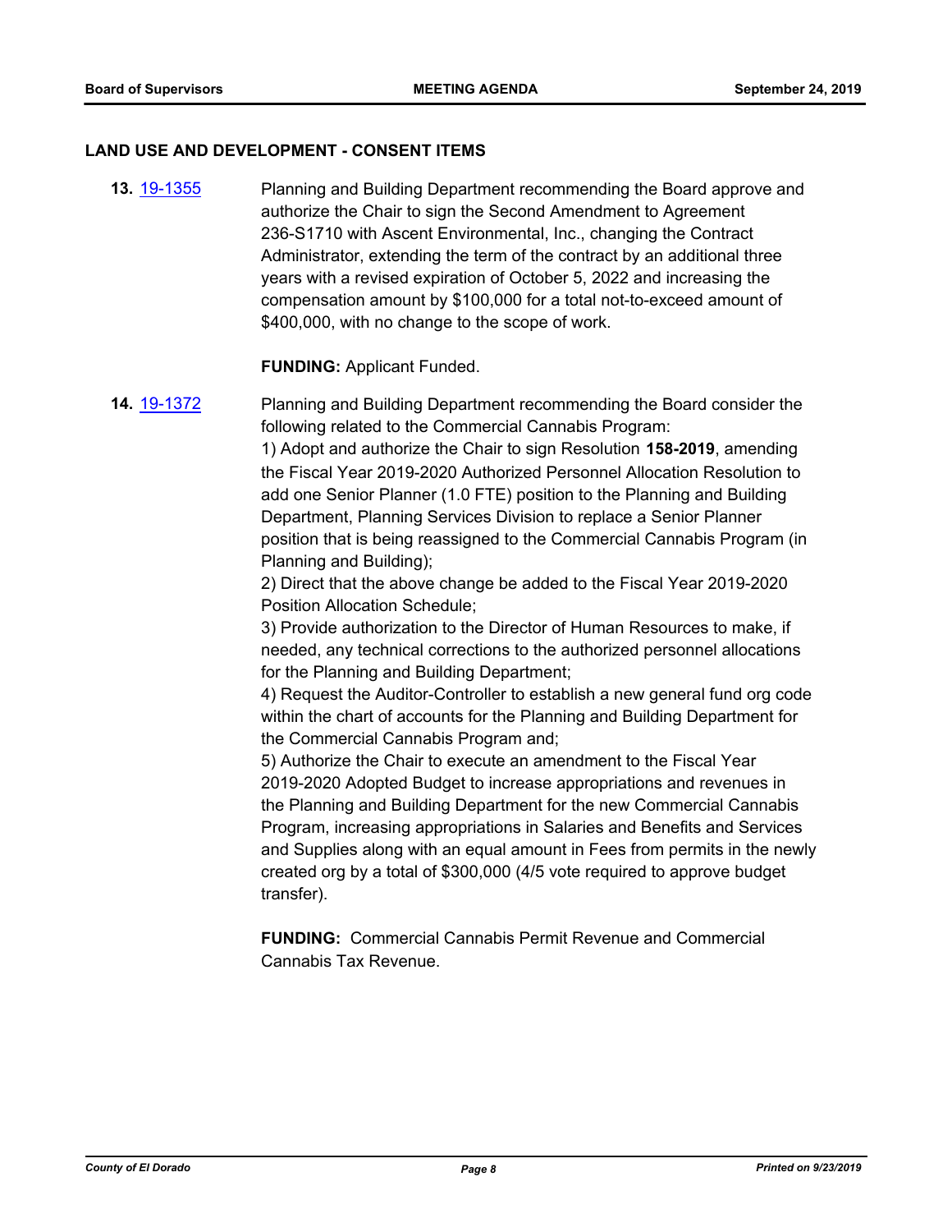## LAND USE AND DEVELOPMENT - CONSENT ITEMS

**13.** 19-1355 Planning and Building Department recommending the Board approve and authorize the Chair to sign the Second Amendment to Agreement 236-S1710 with Ascent Environmental, Inc., changing the Contract Administrator, extending the term of the contract by an additional three years with a revised expiration of October 5, 2022 and increasing the compensation amount by $100,000 for a total not-to-exceed amount of $400,000, with no change to the scope of work.

**FUNDING:** Applicant Funded.

**14.** 19-1372 Planning and Building Department recommending the Board consider the following related to the Commercial Cannabis Program:

1) Adopt and authorize the Chair to sign Resolution **158-2019**, amending the Fiscal Year 2019-2020 Authorized Personnel Allocation Resolution to add one Senior Planner (1.0 FTE) position to the Planning and Building Department, Planning Services Division to replace a Senior Planner position that is being reassigned to the Commercial Cannabis Program (in Planning and Building);

2) Direct that the above change be added to the Fiscal Year 2019-2020 Position Allocation Schedule;

3) Provide authorization to the Director of Human Resources to make, if needed, any technical corrections to the authorized personnel allocations for the Planning and Building Department;

4) Request the Auditor-Controller to establish a new general fund org code within the chart of accounts for the Planning and Building Department for the Commercial Cannabis Program and;

5) Authorize the Chair to execute an amendment to the Fiscal Year 2019-2020 Adopted Budget to increase appropriations and revenues in the Planning and Building Department for the new Commercial Cannabis Program, increasing appropriations in Salaries and Benefits and Services and Supplies along with an equal amount in Fees from permits in the newly created org by a total of $300,000 (4/5 vote required to approve budget transfer).

**FUNDING:** Commercial Cannabis Permit Revenue and Commercial Cannabis Tax Revenue.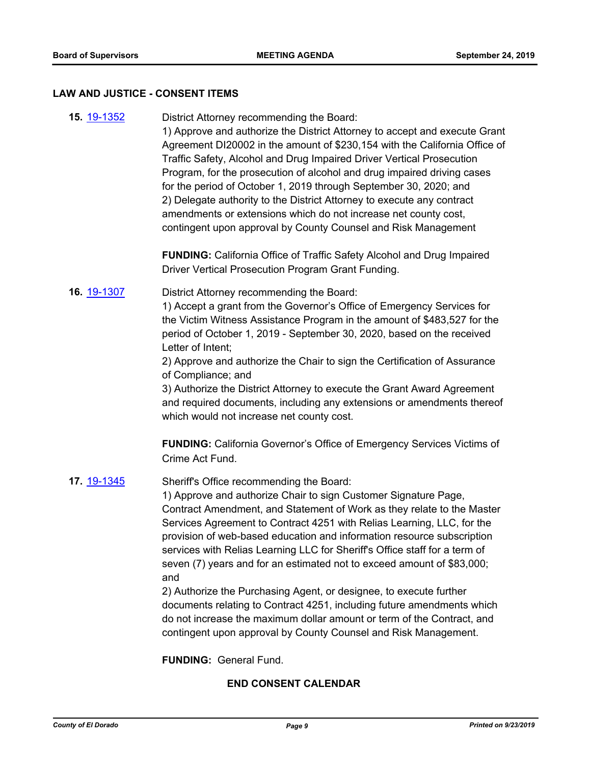## LAW AND JUSTICE - CONSENT ITEMS

**15.** [19-1352](19-1352) District Attorney recommending the Board:

1) Approve and authorize the District Attorney to accept and execute Grant Agreement DI20002 in the amount of $230,154 with the California Office of Traffic Safety, Alcohol and Drug Impaired Driver Vertical Prosecution Program, for the prosecution of alcohol and drug impaired driving cases for the period of October 1, 2019 through September 30, 2020; and
2) Delegate authority to the District Attorney to execute any contract amendments or extensions which do not increase net county cost, contingent upon approval by County Counsel and Risk Management

**FUNDING:** California Office of Traffic Safety Alcohol and Drug Impaired Driver Vertical Prosecution Program Grant Funding.

**16.** [19-1307](19-1307) District Attorney recommending the Board:

1) Accept a grant from the Governor's Office of Emergency Services for the Victim Witness Assistance Program in the amount of $483,527 for the period of October 1, 2019 - September 30, 2020, based on the received Letter of Intent;
2) Approve and authorize the Chair to sign the Certification of Assurance of Compliance; and
3) Authorize the District Attorney to execute the Grant Award Agreement and required documents, including any extensions or amendments thereof which would not increase net county cost.

**FUNDING:** California Governor's Office of Emergency Services Victims of Crime Act Fund.

**17.** [19-1345](19-1345) Sheriff's Office recommending the Board:

1) Approve and authorize Chair to sign Customer Signature Page, Contract Amendment, and Statement of Work as they relate to the Master Services Agreement to Contract 4251 with Relias Learning, LLC, for the provision of web-based education and information resource subscription services with Relias Learning LLC for Sheriff's Office staff for a term of seven (7) years and for an estimated not to exceed amount of $83,000; and
2) Authorize the Purchasing Agent, or designee, to execute further documents relating to Contract 4251, including future amendments which do not increase the maximum dollar amount or term of the Contract, and contingent upon approval by County Counsel and Risk Management.

**FUNDING:** General Fund.

**END CONSENT CALENDAR**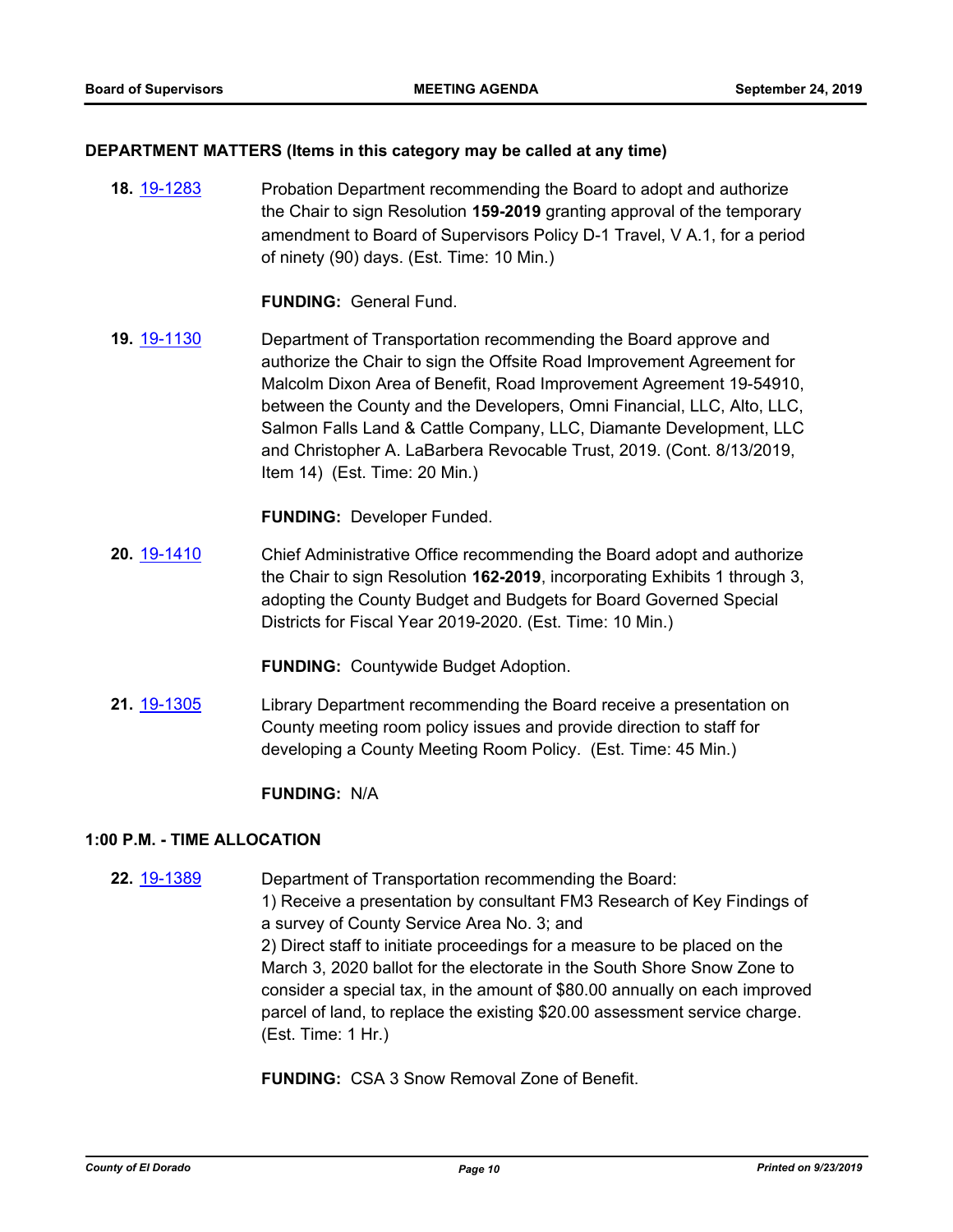### DEPARTMENT MATTERS (Items in this category may be called at any time)

**18.** 19-1283 Probation Department recommending the Board to adopt and authorize the Chair to sign Resolution **159-2019** granting approval of the temporary amendment to Board of Supervisors Policy D-1 Travel, V A.1, for a period of ninety (90) days. (Est. Time: 10 Min.)

**FUNDING:** General Fund.

**19.** 19-1130 Department of Transportation recommending the Board approve and authorize the Chair to sign the Offsite Road Improvement Agreement for Malcolm Dixon Area of Benefit, Road Improvement Agreement 19-54910, between the County and the Developers, Omni Financial, LLC, Alto, LLC, Salmon Falls Land & Cattle Company, LLC, Diamante Development, LLC and Christopher A. LaBarbera Revocable Trust, 2019. (Cont. 8/13/2019, Item 14) (Est. Time: 20 Min.)

**FUNDING:** Developer Funded.

**20.** 19-1410 Chief Administrative Office recommending the Board adopt and authorize the Chair to sign Resolution **162-2019**, incorporating Exhibits 1 through 3, adopting the County Budget and Budgets for Board Governed Special Districts for Fiscal Year 2019-2020. (Est. Time: 10 Min.)

**FUNDING:** Countywide Budget Adoption.

**21.** 19-1305 Library Department recommending the Board receive a presentation on County meeting room policy issues and provide direction to staff for developing a County Meeting Room Policy. (Est. Time: 45 Min.)

**FUNDING:** N/A

### 1:00 P.M. - TIME ALLOCATION

**22.** 19-1389 Department of Transportation recommending the Board:
1) Receive a presentation by consultant FM3 Research of Key Findings of a survey of County Service Area No. 3; and
2) Direct staff to initiate proceedings for a measure to be placed on the March 3, 2020 ballot for the electorate in the South Shore Snow Zone to consider a special tax, in the amount of $80.00 annually on each improved parcel of land, to replace the existing $20.00 assessment service charge. (Est. Time: 1 Hr.)

**FUNDING:** CSA 3 Snow Removal Zone of Benefit.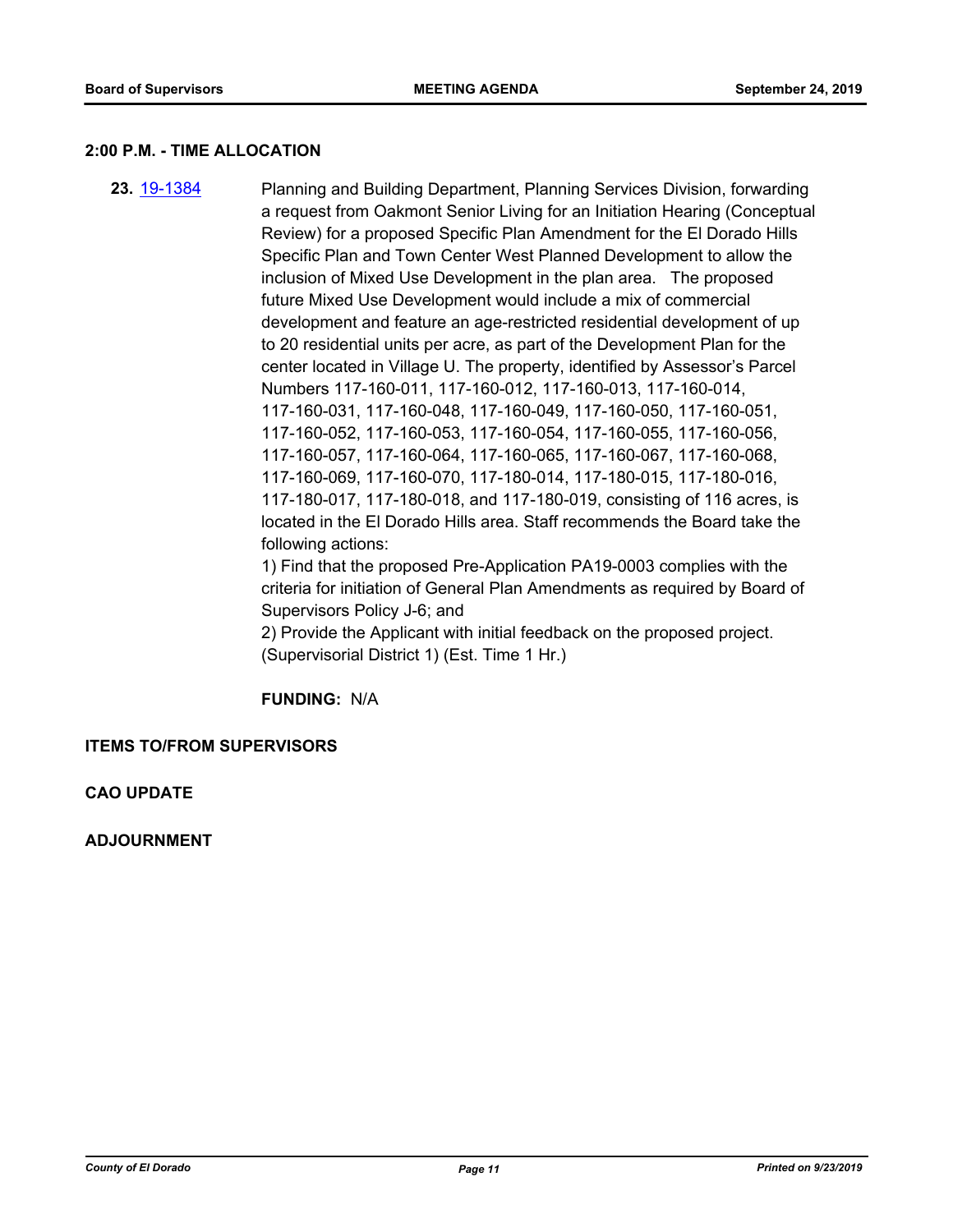## 2:00 P.M. - TIME ALLOCATION

**23.** [19-1384] Planning and Building Department, Planning Services Division, forwarding a request from Oakmont Senior Living for an Initiation Hearing (Conceptual Review) for a proposed Specific Plan Amendment for the El Dorado Hills Specific Plan and Town Center West Planned Development to allow the inclusion of Mixed Use Development in the plan area. The proposed future Mixed Use Development would include a mix of commercial development and feature an age-restricted residential development of up to 20 residential units per acre, as part of the Development Plan for the center located in Village U. The property, identified by Assessor's Parcel Numbers 117-160-011, 117-160-012, 117-160-013, 117-160-014, 117-160-031, 117-160-048, 117-160-049, 117-160-050, 117-160-051, 117-160-052, 117-160-053, 117-160-054, 117-160-055, 117-160-056, 117-160-057, 117-160-064, 117-160-065, 117-160-067, 117-160-068, 117-160-069, 117-160-070, 117-180-014, 117-180-015, 117-180-016, 117-180-017, 117-180-018, and 117-180-019, consisting of 116 acres, is located in the El Dorado Hills area. Staff recommends the Board take the following actions:

1) Find that the proposed Pre-Application PA19-0003 complies with the criteria for initiation of General Plan Amendments as required by Board of Supervisors Policy J-6; and

2) Provide the Applicant with initial feedback on the proposed project. (Supervisorial District 1) (Est. Time 1 Hr.)

**FUNDING:** N/A

## ITEMS TO/FROM SUPERVISORS

## CAO UPDATE

## ADJOURNMENT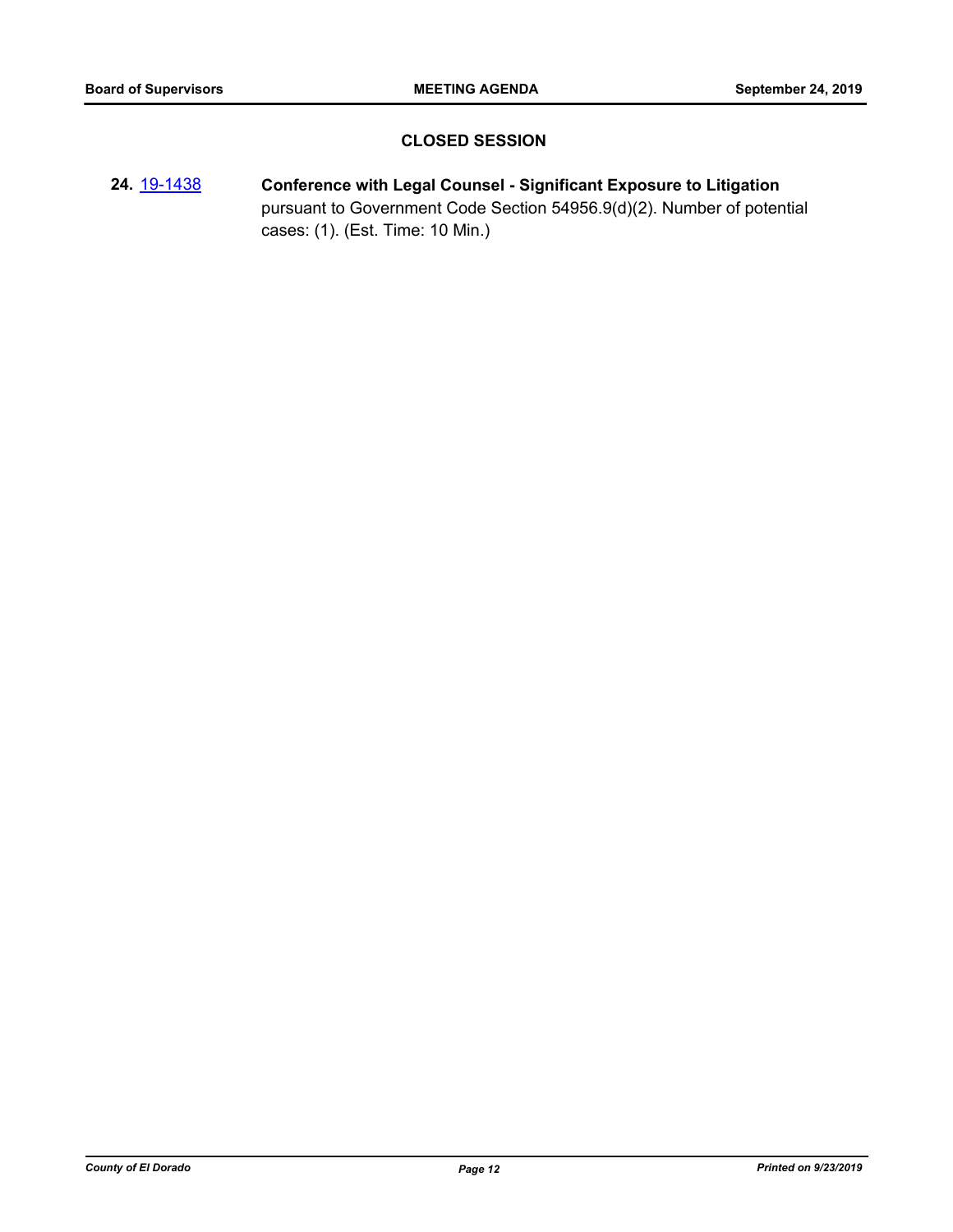## CLOSED SESSION

**24.** 19-1438 **Conference with Legal Counsel - Significant Exposure to Litigation** pursuant to Government Code Section 54956.9(d)(2). Number of potential cases: (1). (Est. Time: 10 Min.)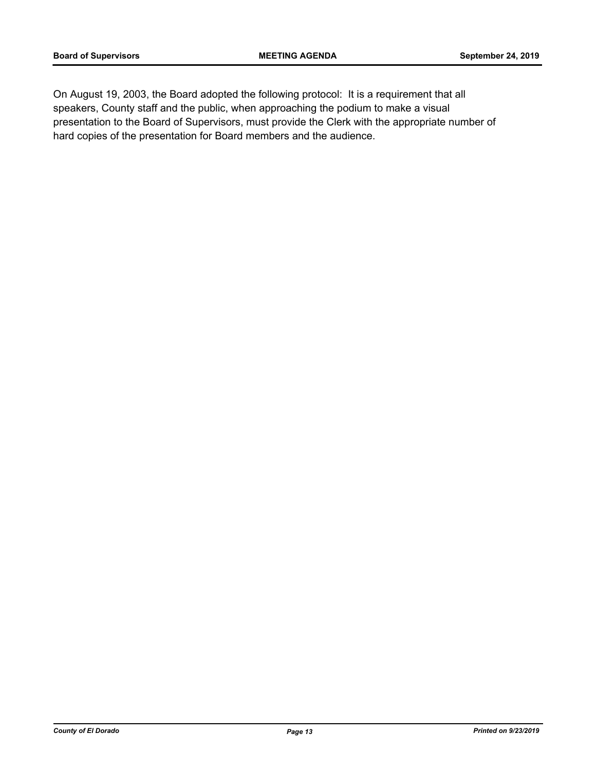On August 19, 2003, the Board adopted the following protocol: It is a requirement that all speakers, County staff and the public, when approaching the podium to make a visual presentation to the Board of Supervisors, must provide the Clerk with the appropriate number of hard copies of the presentation for Board members and the audience.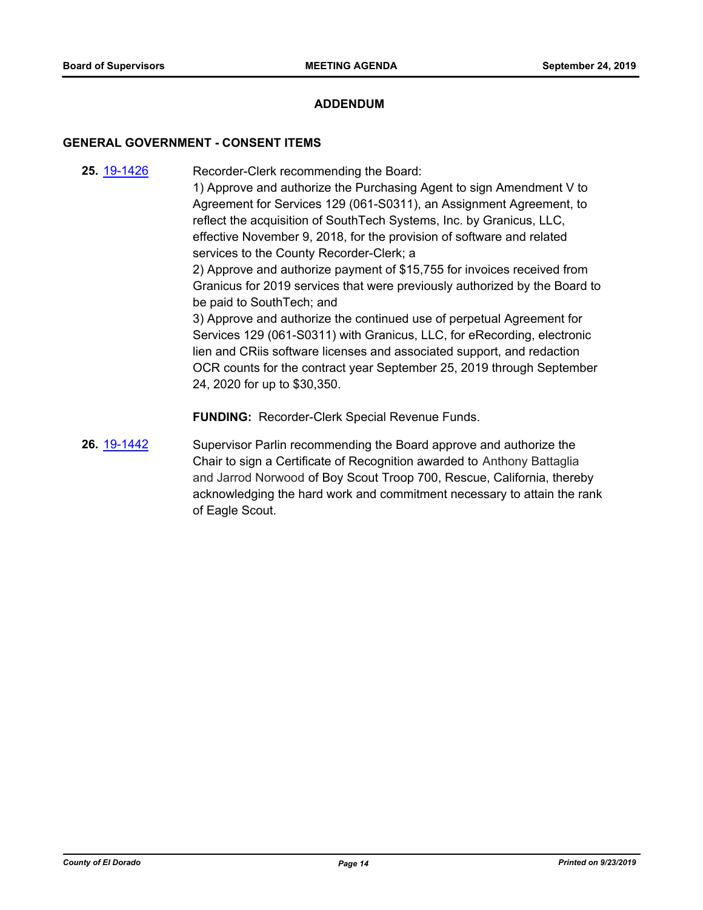## ADDENDUM

### GENERAL GOVERNMENT - CONSENT ITEMS

**25.** [19-1426](19-1426)

Recorder-Clerk recommending the Board:
1) Approve and authorize the Purchasing Agent to sign Amendment V to Agreement for Services 129 (061-S0311), an Assignment Agreement, to reflect the acquisition of SouthTech Systems, Inc. by Granicus, LLC, effective November 9, 2018, for the provision of software and related services to the County Recorder-Clerk; a
2) Approve and authorize payment of $15,755 for invoices received from Granicus for 2019 services that were previously authorized by the Board to be paid to SouthTech; and
3) Approve and authorize the continued use of perpetual Agreement for Services 129 (061-S0311) with Granicus, LLC, for eRecording, electronic lien and CRiis software licenses and associated support, and redaction OCR counts for the contract year September 25, 2019 through September 24, 2020 for up to $30,350.

**FUNDING:** Recorder-Clerk Special Revenue Funds.

**26.** [19-1442](19-1442)

Supervisor Parlin recommending the Board approve and authorize the Chair to sign a Certificate of Recognition awarded to Anthony Battaglia and Jarrod Norwood of Boy Scout Troop 700, Rescue, California, thereby acknowledging the hard work and commitment necessary to attain the rank of Eagle Scout.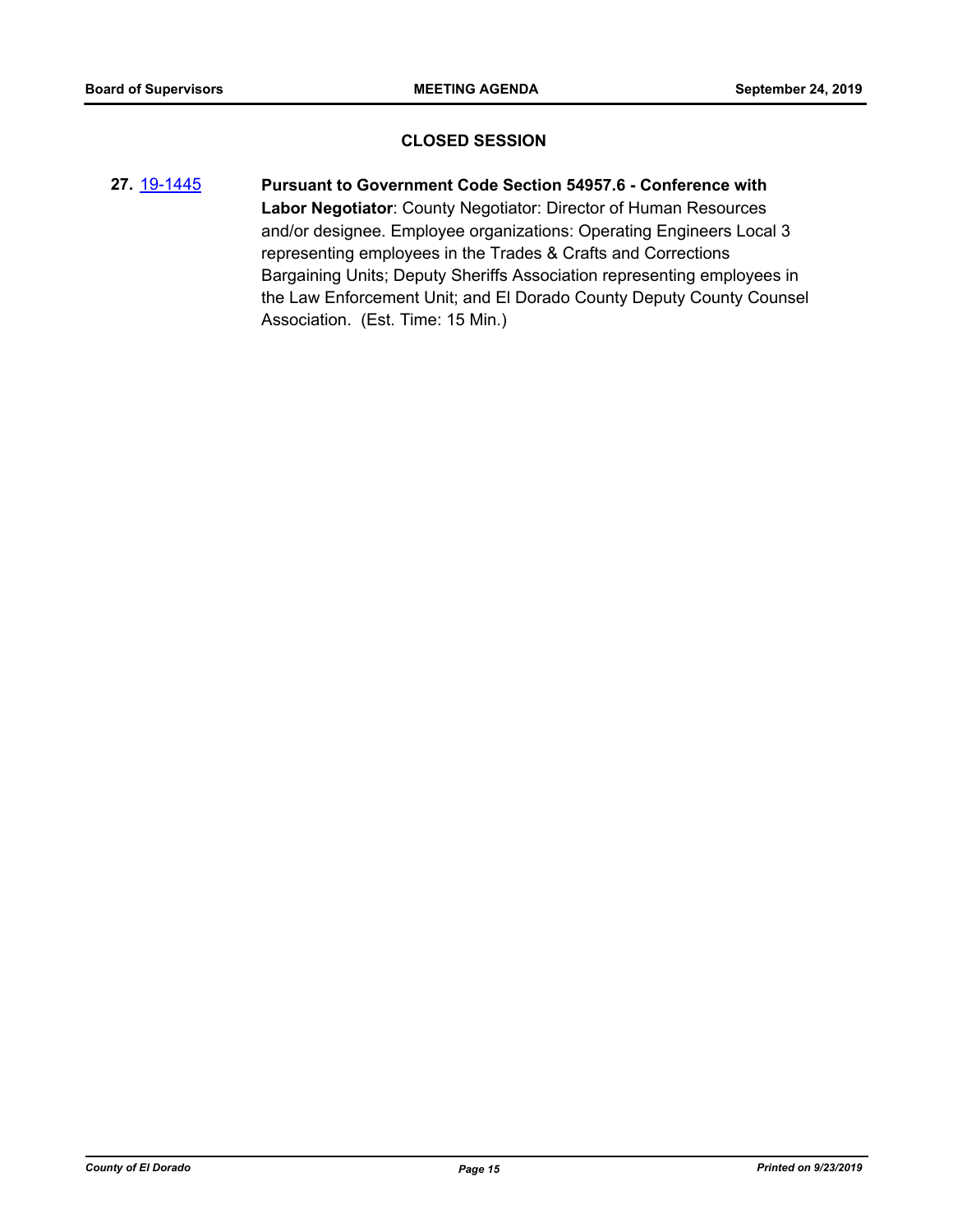## CLOSED SESSION

**27.** [19-1445](19-1445) **Pursuant to Government Code Section 54957.6 - Conference with Labor Negotiator**: County Negotiator: Director of Human Resources and/or designee. Employee organizations: Operating Engineers Local 3 representing employees in the Trades & Crafts and Corrections Bargaining Units; Deputy Sheriffs Association representing employees in the Law Enforcement Unit; and El Dorado County Deputy County Counsel Association. (Est. Time: 15 Min.)